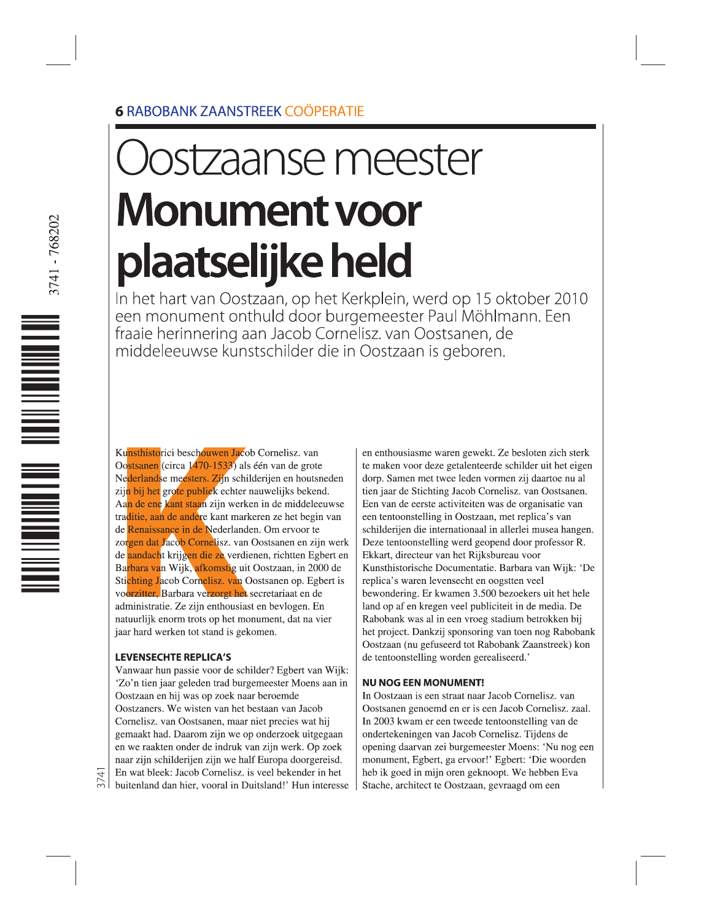**6** RABOBANK ZAANSTREEK COÖPERATIE

# Oostzaanse meester

# Monument voor plaatselijke held

In het hart van Oostzaan, op het Kerkplein, werd op 15 oktober 2010 een monument onthuld door burgemeester Paul Möhlmann. Een fraaie herinnering aan Jacob Cornelisz. van Oostsanen, de middeleeuwse kunstschilder die in Oostzaan is geboren.

Kunsthistorici beschouwen Jacob Cornelisz. van Oostsanen (circa 1470-1533) als één van de grote Nederlandse meesters. Zijn schilderijen en houtsneden zijn bij het grote publiek echter nauwelijks bekend. Aan de ene kant staan zijn werken in de middeleeuwse traditie, aan de andere kant markeren ze het begin van de Renaissance in de Nederlanden. Om ervoor te zorgen dat Jacob Cornelisz. van Oostsanen en zijn werk de aandacht krijgen die ze verdienen, richtten Egbert en Barbara van Wijk, afkomstig uit Oostzaan, in 2000 de Stichting Jacob Cornelisz. van Oostsanen op. Egbert is voorzitter, Barbara verzorgt het secretariaat en de administratie. Ze zijn enthousiast en bevlogen. En natuurlijk enorm trots op het monument, dat na vier jaar hard werken tot stand is gekomen.

### LEVENSECHTE REPLICA'S

Vanwaar hun passie voor de schilder? Egbert van Wijk: 'Zo'n tien jaar geleden trad burgemeester Moens aan in Oostzaan en hij was op zoek naar beroemde Oostzaners. We wisten van het bestaan van Jacob Cornelisz. van Oostsanen, maar niet precies wat hij gemaakt had. Daarom zijn we op onderzoek uitgegaan en we raakten onder de indruk van zijn werk. Op zoek naar zijn schilderijen zijn we half Europa doorgereisd. En wat bleek: Jacob Cornelisz. is veel bekender in het buitenland dan hier, vooral in Duitsland!' Hun interesse en enthousiasme waren gewekt. Ze besloten zich sterk te maken voor deze getalenteerde schilder uit het eigen dorp. Samen met twee leden vormen zij daartoe nu al tien jaar de Stichting Jacob Cornelisz. van Oostsanen. Een van de eerste activiteiten was de organisatie van een tentoonstelling in Oostzaan, met replica's van schilderijen die internationaal in allerlei musea hangen. Deze tentoonstelling werd geopend door professor R. Ekkart, directeur van het Rijksbureau voor Kunsthistorische Documentatie. Barbara van Wijk: 'De replica's waren levensecht en oogstten veel bewondering. Er kwamen 3.500 bezoekers uit het hele land op af en kregen veel publiciteit in de media. De Rabobank was al in een vroeg stadium betrokken bij het project. Dankzij sponsoring van toen nog Rabobank Oostzaan (nu gefuseerd tot Rabobank Zaanstreek) kon de tentoonstelling worden gerealiseerd.'

### NU NOG EEN MONUMENT!

In Oostzaan is een straat naar Jacob Cornelisz. van Oostsanen genoemd en er is een Jacob Cornelisz. zaal. In 2003 kwam er een tweede tentoonstelling van de ondertekeningen van Jacob Cornelisz. Tijdens de opening daarvan zei burgemeester Moens: 'Nu nog een monument, Egbert, ga ervoor!' Egbert: 'Die woorden heb ik goed in mijn oren geknoopt. We hebben Eva Stache, architect te Oostzaan, gevraagd om een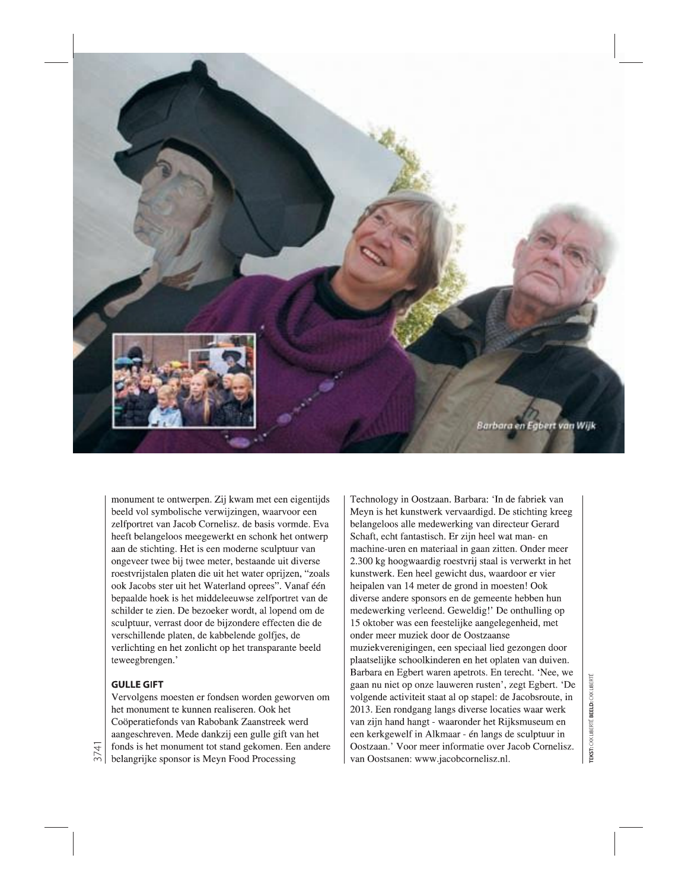Barbara en Egbert van Wijk

monument te ontwerpen. Zij kwam met een eigentijds beeld vol symbolische verwijzingen, waarvoor een zelfportret van Jacob Cornelisz. de basis vormde. Eva heeft belangeloos meegewerkt en schonk het ontwerp aan de stichting. Het is een moderne sculptuur van ongeveer twee bij twee meter, bestaande uit diverse roestvrijstalen platen die uit het water oprijzen, "zoals ook Jacobs ster uit het Waterland oprees". Vanaf één bepaalde hoek is het middeleeuwse zelfportret van de schilder te zien. De bezoeker wordt, al lopend om de sculptuur, verrast door de bijzondere effecten die de verschillende platen, de kabbelende golfjes, de verlichting en het zonlicht op het transparante beeld teweegbrengen.'

## GULLE GIFT

Vervolgens moesten er fondsen worden geworven om het monument te kunnen realiseren. Ook het Coöperatiefonds van Rabobank Zaanstreek werd aangeschreven. Mede dankzij een gulle gift van het fonds is het monument tot stand gekomen. Een andere belangrijke sponsor is Meyn Food Processing Technology in Oostzaan. Barbara: 'In de fabriek van Meyn is het kunstwerk vervaardigd. De stichting kreeg belangeloos alle medewerking van directeur Gerard Schaft, echt fantastisch. Er zijn heel wat man- en machine-uren en materiaal in gaan zitten. Onder meer 2.300 kg hoogwaardig roestvrij staal is verwerkt in het kunstwerk. Een heel gewicht dus, waardoor er vier heipalen van 14 meter de grond in moesten! Ook diverse andere sponsors en de gemeente hebben hun medewerking verleend. Geweldig!' De onthulling op 15 oktober was een feestelijke aangelegenheid, met onder meer muziek door de Oostzaanse muziekverenigingen, een speciaal lied gezongen door plaatselijke schoolkinderen en het oplaten van duiven. Barbara en Egbert waren apetrots. En terecht. 'Nee, we gaan nu niet op onze lauweren rusten', zegt Egbert. 'De volgende activiteit staat al op stapel: de Jacobsroute, in 2013. Een rondgang langs diverse locaties waar werk van zijn hand hangt - waaronder het Rijksmuseum en een kerkgewelf in Alkmaar - én langs de sculptuur in Oostzaan.' Voor meer informatie over Jacob Cornelisz. van Oostsanen: www.jacobcornelisz.nl.

TEKST: OOK LIBERTÉ BEELD: OOK LIBERTÉ